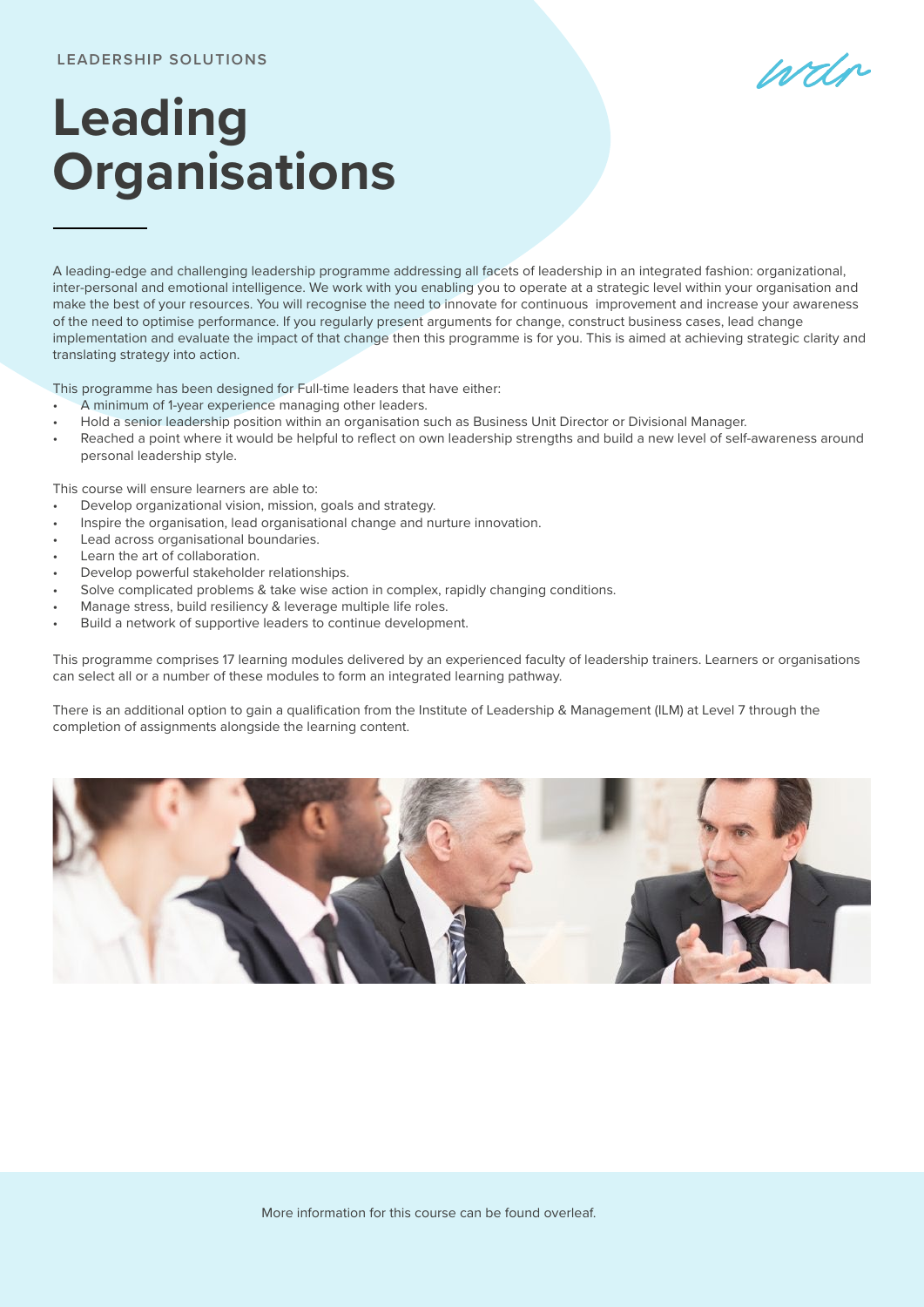LEADERSHIP SOLUTIONS

# Leading Organisations

A leading-edge and challenging leadership programme addressing all facets of leadership in an integrated fashion: organizational, inter-personal and emotional intelligence. We work with you enabling you to operate at a strategic level within your organisation and make the best of your resources. You will recognise the need to innovate for continuous improvement and increase your awareness of the need to optimise performance. If you regularly present arguments for change, construct business cases, lead change implementation and evaluate the impact of that change then this programme is for you. This is aimed at achieving strategic clarity and translating strategy into action.

This programme has been designed for Full-time leaders that have either:

- A minimum of 1-year experience managing other leaders.
- Hold a senior leadership position within an organisation such as Business Unit Director or Divisional Manager.
- Reached a point where it would be helpful to reflect on own leadership strengths and build a new level of self-awareness around personal leadership style.

This course will ensure learners are able to:

- Develop organizational vision, mission, goals and strategy.
- Inspire the organisation, lead organisational change and nurture innovation.
- Lead across organisational boundaries.
- Learn the art of collaboration.
- Develop powerful stakeholder relationships.
- Solve complicated problems & take wise action in complex, rapidly changing conditions.
- Manage stress, build resiliency & leverage multiple life roles.
- Build a network of supportive leaders to continue development.

This programme comprises 17 learning modules delivered by an experienced faculty of leadership trainers. Learners or organisations can select all or a number of these modules to form an integrated learning pathway.

There is an additional option to gain a qualification from the Institute of Leadership & Management (ILM) at Level 7 through the completion of assignments alongside the learning content.

More information for this course can be found overleaf.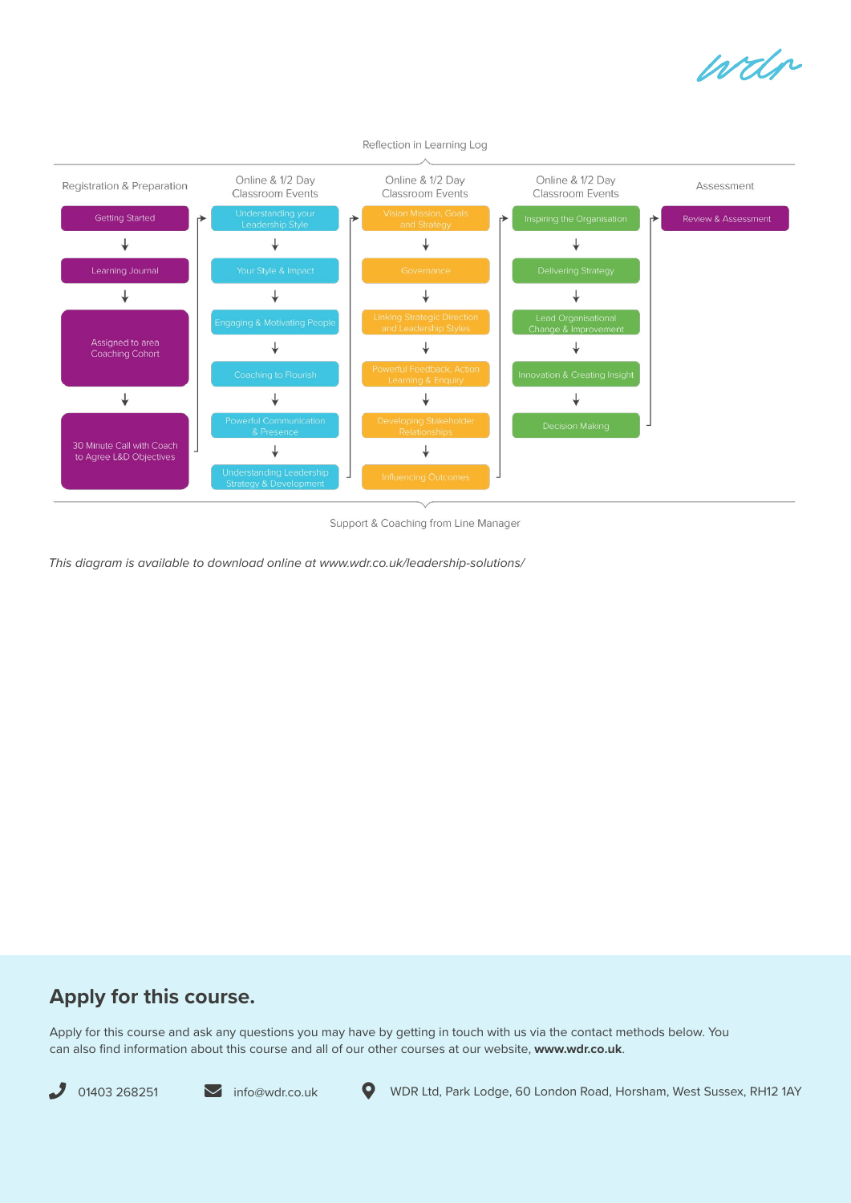Reflection in Learning Log

**Registration & Preparation**

- Getting Started
- Learning Journal
- Assigned to area Coaching Cohort
- 30 Minute Call with Coach to Agree L&D Objectives

**Online & 1/2 Day Classroom Events**

- Understanding your Leadership Style
- Your Style & Impact
- Engaging & Motivating People
- Coaching to Flourish
- Powerful Communication & Presence
- Understanding Leadership Strategy & Development

**Online & 1/2 Day Classroom Events**

- Vision Mission, Goals and Strategy
- Governance
- Linking Strategic Direction and Leadership Styles
- Powerful Feedback, Action Learning & Enquiry
- Developing Stakeholder Relationships
- Influencing Outcomes

**Online & 1/2 Day Classroom Events**

- Inspiring the Organisation
- Delivering Strategy
- Lead Organisational Change & Improvement
- Innovation & Creating Insight
- Decision Making

**Assessment**

- Review & Assessment

Support & Coaching from Line Manager

*This diagram is available to download online at www.wdr.co.uk/leadership-solutions/*

## Apply for this course.

Apply for this course and ask any questions you may have by getting in touch with us via the contact methods below. You can also find information about this course and all of our other courses at our website, **www.wdr.co.uk**.

01403 268251

info@wdr.co.uk

WDR Ltd, Park Lodge, 60 London Road, Horsham, West Sussex, RH12 1AY